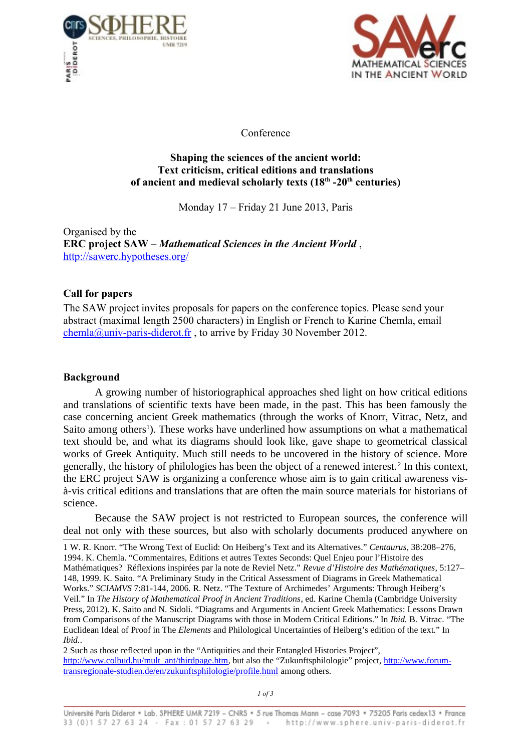Conference

**Shaping the sciences of the ancient world:**
**Text criticism, critical editions and translations**
**of ancient and medieval scholarly texts (18th -20th centuries)**

Monday 17 – Friday 21 June 2013, Paris

Organised by the
**ERC project SAW – *Mathematical Sciences in the Ancient World*** ,
http://sawerc.hypotheses.org/

## Call for papers

The SAW project invites proposals for papers on the conference topics. Please send your abstract (maximal length 2500 characters) in English or French to Karine Chemla, email chemla@univ-paris-diderot.fr , to arrive by Friday 30 November 2012.

## Background

A growing number of historiographical approaches shed light on how critical editions and translations of scientific texts have been made, in the past. This has been famously the case concerning ancient Greek mathematics (through the works of Knorr, Vitrac, Netz, and Saito among others[1]). These works have underlined how assumptions on what a mathematical text should be, and what its diagrams should look like, gave shape to geometrical classical works of Greek Antiquity. Much still needs to be uncovered in the history of science. More generally, the history of philologies has been the object of a renewed interest.[2] In this context, the ERC project SAW is organizing a conference whose aim is to gain critical awareness vis-à-vis critical editions and translations that are often the main source materials for historians of science.

Because the SAW project is not restricted to European sources, the conference will deal not only with these sources, but also with scholarly documents produced anywhere on

1 W. R. Knorr. "The Wrong Text of Euclid: On Heiberg's Text and its Alternatives." *Centaurus*, 38:208–276, 1994. K. Chemla. "Commentaires, Editions et autres Textes Seconds: Quel Enjeu pour l'Histoire des Mathématiques? Réflexions inspirées par la note de Reviel Netz." *Revue d'Histoire des Mathématiques*, 5:127–148, 1999. K. Saito. "A Preliminary Study in the Critical Assessment of Diagrams in Greek Mathematical Works." *SCIAMVS* 7:81-144, 2006. R. Netz. "The Texture of Archimedes' Arguments: Through Heiberg's Veil." In *The History of Mathematical Proof in Ancient Traditions*, ed. Karine Chemla (Cambridge University Press, 2012). K. Saito and N. Sidoli. "Diagrams and Arguments in Ancient Greek Mathematics: Lessons Drawn from Comparisons of the Manuscript Diagrams with those in Modern Critical Editions." In *Ibid.* B. Vitrac. "The Euclidean Ideal of Proof in The *Elements* and Philological Uncertainties of Heiberg's edition of the text." In *Ibid.*.

2 Such as those reflected upon in the "Antiquities and their Entangled Histories Project", http://www.colbud.hu/mult_ant/thirdpage.htm, but also the "Zukunftsphilologie" project, http://www.forum-transregionale-studien.de/en/zukunftsphilologie/profile.html among others.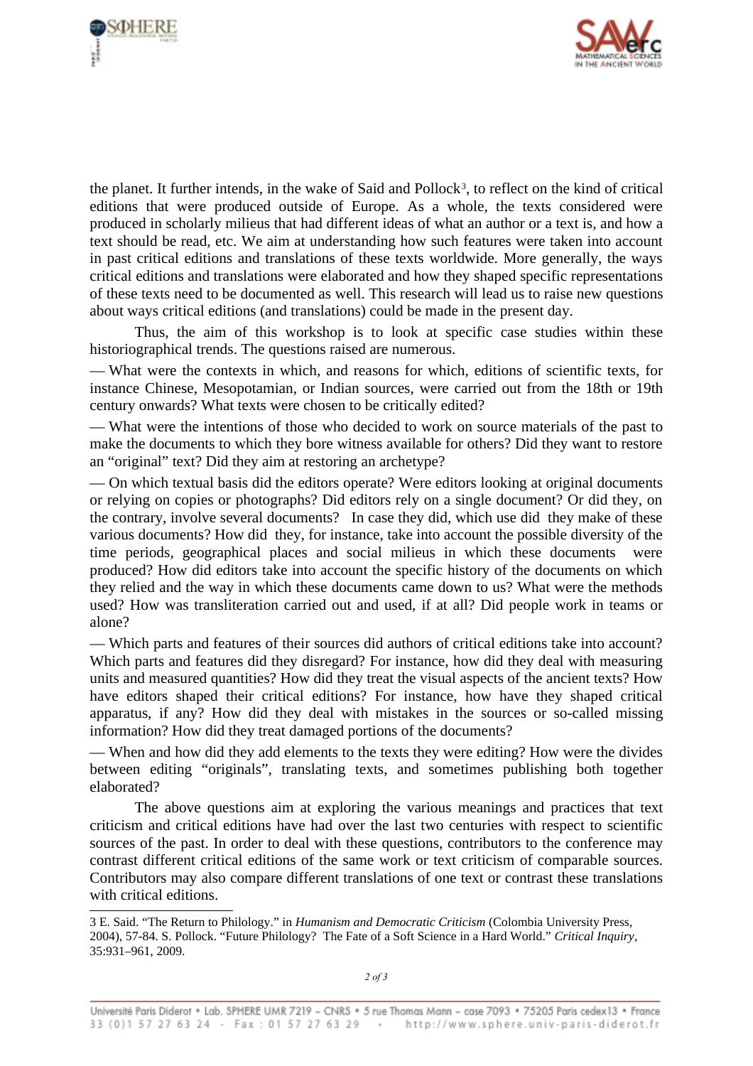the planet. It further intends, in the wake of Said and Pollock[3], to reflect on the kind of critical editions that were produced outside of Europe. As a whole, the texts considered were produced in scholarly milieus that had different ideas of what an author or a text is, and how a text should be read, etc. We aim at understanding how such features were taken into account in past critical editions and translations of these texts worldwide. More generally, the ways critical editions and translations were elaborated and how they shaped specific representations of these texts need to be documented as well. This research will lead us to raise new questions about ways critical editions (and translations) could be made in the present day.

Thus, the aim of this workshop is to look at specific case studies within these historiographical trends. The questions raised are numerous.

— What were the contexts in which, and reasons for which, editions of scientific texts, for instance Chinese, Mesopotamian, or Indian sources, were carried out from the 18th or 19th century onwards? What texts were chosen to be critically edited?

— What were the intentions of those who decided to work on source materials of the past to make the documents to which they bore witness available for others? Did they want to restore an "original" text? Did they aim at restoring an archetype?

— On which textual basis did the editors operate? Were editors looking at original documents or relying on copies or photographs? Did editors rely on a single document? Or did they, on the contrary, involve several documents? In case they did, which use did they make of these various documents? How did they, for instance, take into account the possible diversity of the time periods, geographical places and social milieus in which these documents were produced? How did editors take into account the specific history of the documents on which they relied and the way in which these documents came down to us? What were the methods used? How was transliteration carried out and used, if at all? Did people work in teams or alone?

— Which parts and features of their sources did authors of critical editions take into account? Which parts and features did they disregard? For instance, how did they deal with measuring units and measured quantities? How did they treat the visual aspects of the ancient texts? How have editors shaped their critical editions? For instance, how have they shaped critical apparatus, if any? How did they deal with mistakes in the sources or so-called missing information? How did they treat damaged portions of the documents?

— When and how did they add elements to the texts they were editing? How were the divides between editing "originals", translating texts, and sometimes publishing both together elaborated?

The above questions aim at exploring the various meanings and practices that text criticism and critical editions have had over the last two centuries with respect to scientific sources of the past. In order to deal with these questions, contributors to the conference may contrast different critical editions of the same work or text criticism of comparable sources. Contributors may also compare different translations of one text or contrast these translations with critical editions.

---

3 E. Said. "The Return to Philology." in *Humanism and Democratic Criticism* (Colombia University Press, 2004), 57-84. S. Pollock. "Future Philology? The Fate of a Soft Science in a Hard World." *Critical Inquiry*, 35:931–961, 2009.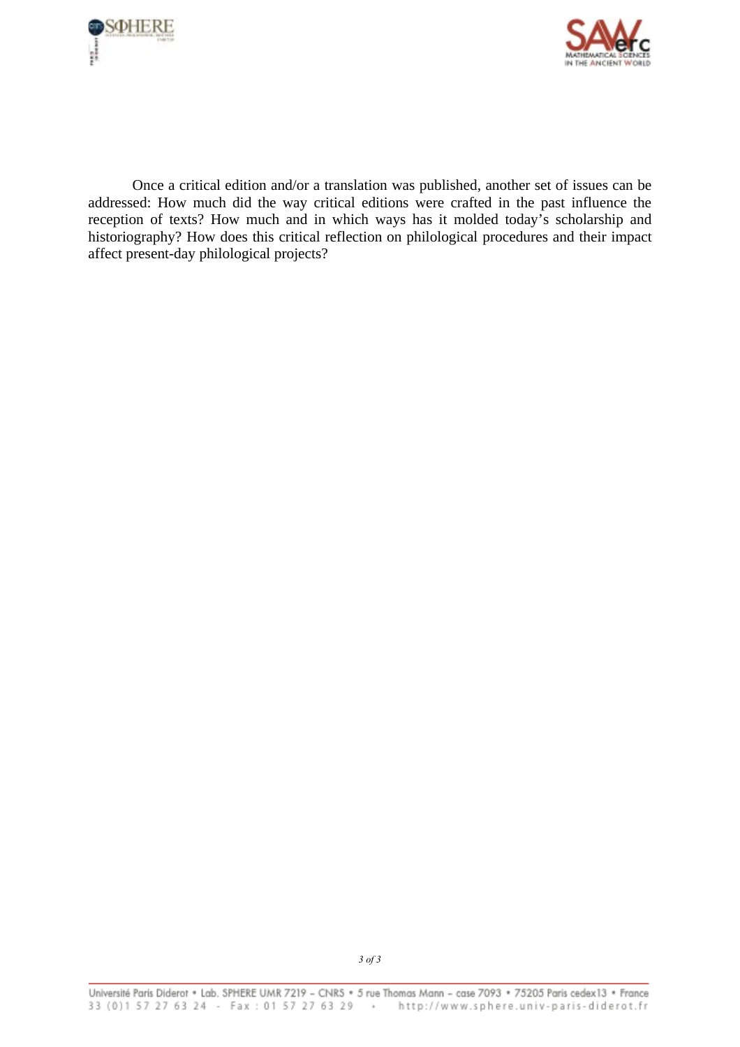Once a critical edition and/or a translation was published, another set of issues can be addressed: How much did the way critical editions were crafted in the past influence the reception of texts? How much and in which ways has it molded today's scholarship and historiography? How does this critical reflection on philological procedures and their impact affect present-day philological projects?